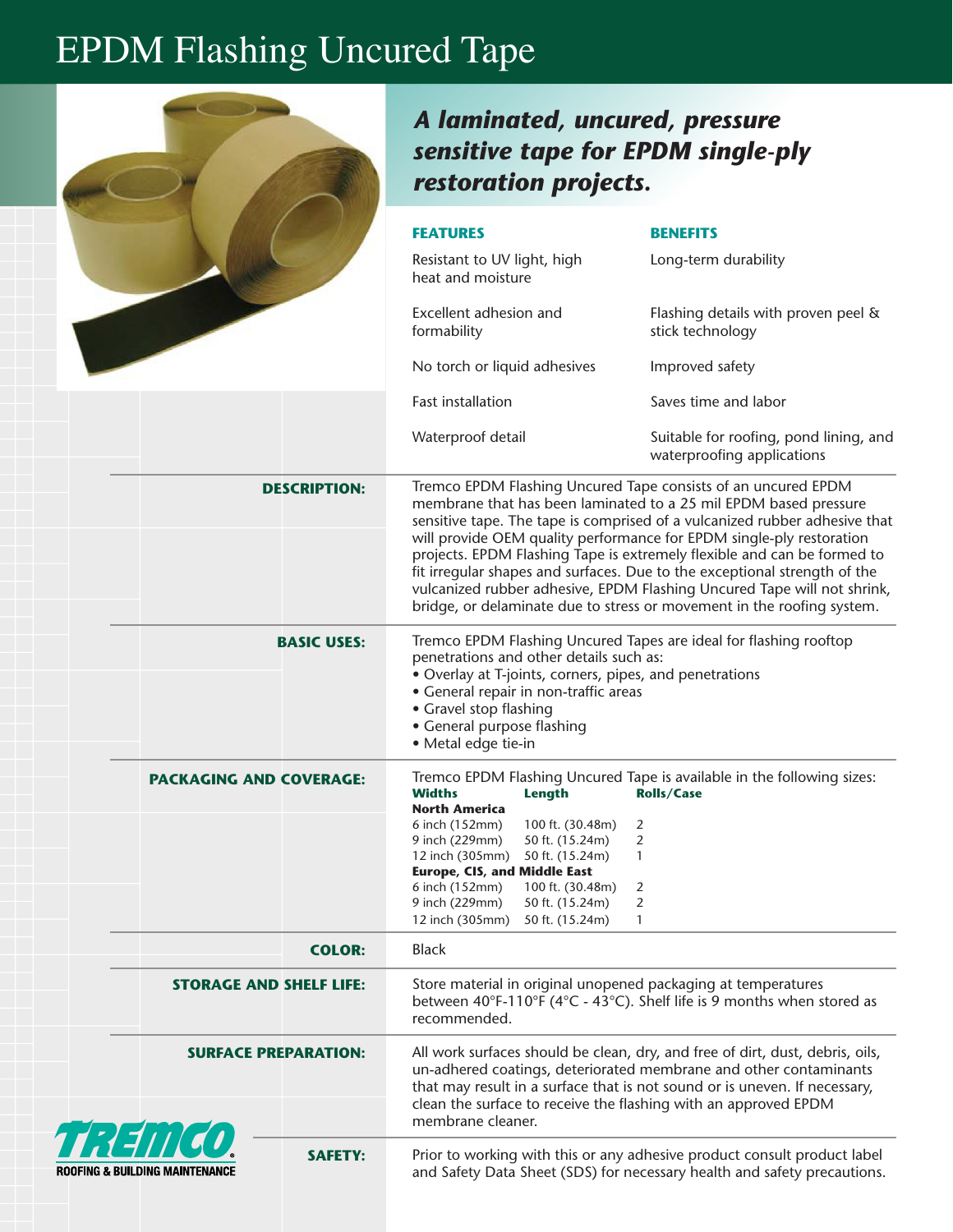# EPDM Flashing Uncured Tape

***A laminated, uncured, pressure sensitive tape for EPDM single-ply restoration projects.***

| FEATURES | BENEFITS |
| --- | --- |
| Resistant to UV light, high heat and moisture | Long-term durability |
| Excellent adhesion and formability | Flashing details with proven peel & stick technology |
| No torch or liquid adhesives | Improved safety |
| Fast installation | Saves time and labor |
| Waterproof detail | Suitable for roofing, pond lining, and waterproofing applications |

**DESCRIPTION:**

Tremco EPDM Flashing Uncured Tape consists of an uncured EPDM membrane that has been laminated to a 25 mil EPDM based pressure sensitive tape. The tape is comprised of a vulcanized rubber adhesive that will provide OEM quality performance for EPDM single-ply restoration projects. EPDM Flashing Tape is extremely flexible and can be formed to fit irregular shapes and surfaces. Due to the exceptional strength of the vulcanized rubber adhesive, EPDM Flashing Uncured Tape will not shrink, bridge, or delaminate due to stress or movement in the roofing system.

**BASIC USES:**

Tremco EPDM Flashing Uncured Tapes are ideal for flashing rooftop penetrations and other details such as:

- Overlay at T-joints, corners, pipes, and penetrations
- General repair in non-traffic areas
- Gravel stop flashing
- General purpose flashing
- Metal edge tie-in

**PACKAGING AND COVERAGE:**

Tremco EPDM Flashing Uncured Tape is available in the following sizes:

| Widths | Length | Rolls/Case |
| --- | --- | --- |
| **North America** | | |
| 6 inch (152mm) | 100 ft. (30.48m) | 2 |
| 9 inch (229mm) | 50 ft. (15.24m) | 2 |
| 12 inch (305mm) | 50 ft. (15.24m) | 1 |
| **Europe, CIS, and Middle East** | | |
| 6 inch (152mm) | 100 ft. (30.48m) | 2 |
| 9 inch (229mm) | 50 ft. (15.24m) | 2 |
| 12 inch (305mm) | 50 ft. (15.24m) | 1 |

**COLOR:**

Black

**STORAGE AND SHELF LIFE:**

Store material in original unopened packaging at temperatures between 40°F-110°F (4°C - 43°C). Shelf life is 9 months when stored as recommended.

**SURFACE PREPARATION:**

All work surfaces should be clean, dry, and free of dirt, dust, debris, oils, un-adhered coatings, deteriorated membrane and other contaminants that may result in a surface that is not sound or is uneven. If necessary, clean the surface to receive the flashing with an approved EPDM membrane cleaner.

**SAFETY:**

Prior to working with this or any adhesive product consult product label and Safety Data Sheet (SDS) for necessary health and safety precautions.

TREMCO® ROOFING & BUILDING MAINTENANCE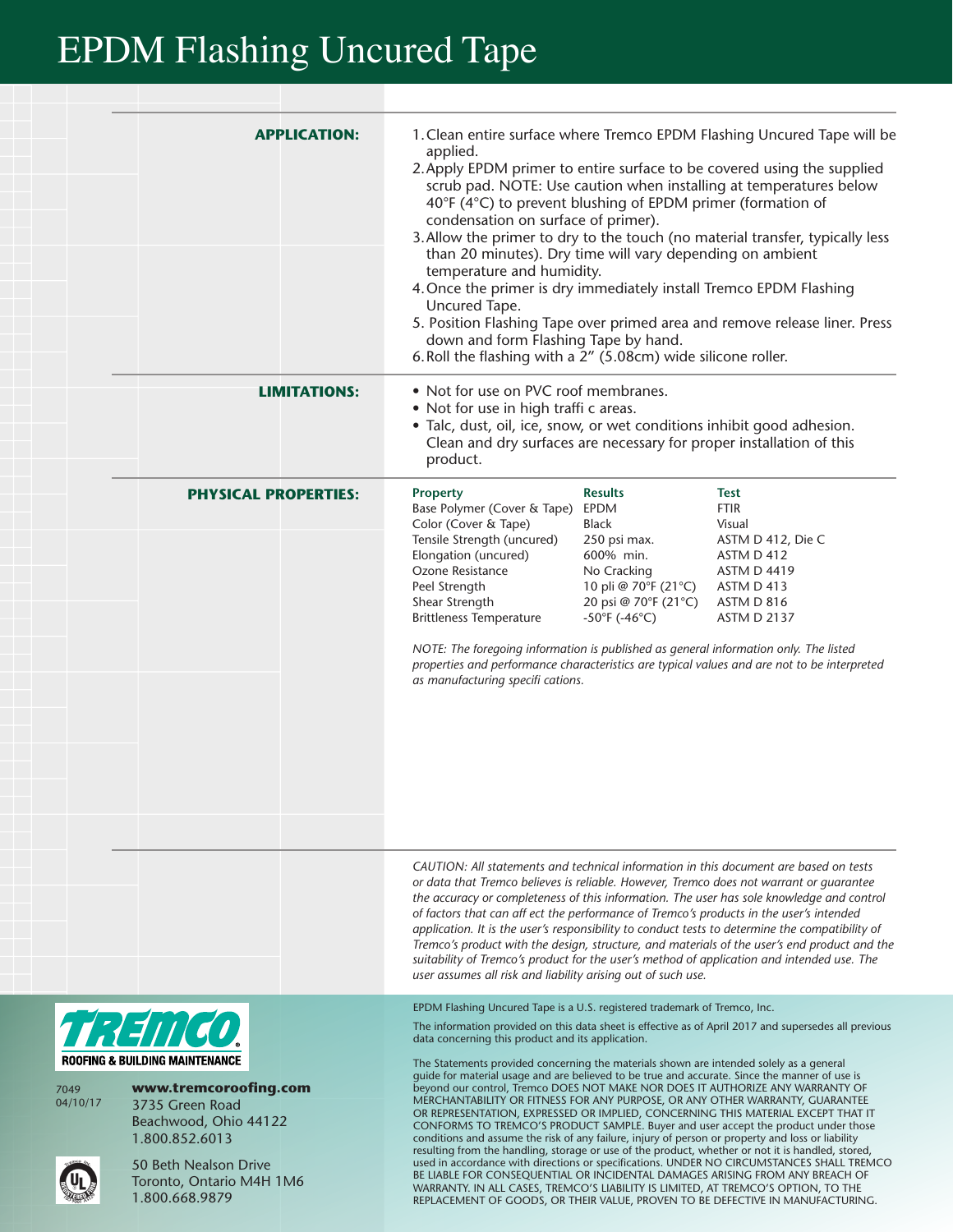# EPDM Flashing Uncured Tape

**APPLICATION:**

1. Clean entire surface where Tremco EPDM Flashing Uncured Tape will be applied.
2. Apply EPDM primer to entire surface to be covered using the supplied scrub pad. NOTE: Use caution when installing at temperatures below 40°F (4°C) to prevent blushing of EPDM primer (formation of condensation on surface of primer).
3. Allow the primer to dry to the touch (no material transfer, typically less than 20 minutes). Dry time will vary depending on ambient temperature and humidity.
4. Once the primer is dry immediately install Tremco EPDM Flashing Uncured Tape.
5. Position Flashing Tape over primed area and remove release liner. Press down and form Flashing Tape by hand.
6. Roll the flashing with a 2" (5.08cm) wide silicone roller.

**LIMITATIONS:**

- Not for use on PVC roof membranes.
- Not for use in high traffi c areas.
- Talc, dust, oil, ice, snow, or wet conditions inhibit good adhesion. Clean and dry surfaces are necessary for proper installation of this product.

**PHYSICAL PROPERTIES:**

| Property | Results | Test |
|---|---|---|
| Base Polymer (Cover & Tape) | EPDM | FTIR |
| Color (Cover & Tape) | Black | Visual |
| Tensile Strength (uncured) | 250 psi max. | ASTM D 412, Die C |
| Elongation (uncured) | 600% min. | ASTM D 412 |
| Ozone Resistance | No Cracking | ASTM D 4419 |
| Peel Strength | 10 pli @ 70°F (21°C) | ASTM D 413 |
| Shear Strength | 20 psi @ 70°F (21°C) | ASTM D 816 |
| Brittleness Temperature | -50°F (-46°C) | ASTM D 2137 |

*NOTE: The foregoing information is published as general information only. The listed properties and performance characteristics are typical values and are not to be interpreted as manufacturing specifi cations.*

*CAUTION: All statements and technical information in this document are based on tests or data that Tremco believes is reliable. However, Tremco does not warrant or guarantee the accuracy or completeness of this information. The user has sole knowledge and control of factors that can aff ect the performance of Tremco's products in the user's intended application. It is the user's responsibility to conduct tests to determine the compatibility of Tremco's product with the design, structure, and materials of the user's end product and the suitability of Tremco's product for the user's method of application and intended use. The user assumes all risk and liability arising out of such use.*

EPDM Flashing Uncured Tape is a U.S. registered trademark of Tremco, Inc.

The information provided on this data sheet is effective as of April 2017 and supersedes all previous data concerning this product and its application.

The Statements provided concerning the materials shown are intended solely as a general guide for material usage and are believed to be true and accurate. Since the manner of use is beyond our control, Tremco DOES NOT MAKE NOR DOES IT AUTHORIZE ANY WARRANTY OF MERCHANTABILITY OR FITNESS FOR ANY PURPOSE, OR ANY OTHER WARRANTY, GUARANTEE OR REPRESENTATION, EXPRESSED OR IMPLIED, CONCERNING THIS MATERIAL EXCEPT THAT IT CONFORMS TO TREMCO'S PRODUCT SAMPLE. Buyer and user accept the product under those conditions and assume the risk of any failure, injury of person or property and loss or liability resulting from the handling, storage or use of the product, whether or not it is handled, stored, used in accordance with directions or specifications. UNDER NO CIRCUMSTANCES SHALL TREMCO BE LIABLE FOR CONSEQUENTIAL OR INCIDENTAL DAMAGES ARISING FROM ANY BREACH OF WARRANTY. IN ALL CASES, TREMCO'S LIABILITY IS LIMITED, AT TREMCO'S OPTION, TO THE REPLACEMENT OF GOODS, OR THEIR VALUE, PROVEN TO BE DEFECTIVE IN MANUFACTURING.

TREMCO ROOFING & BUILDING MAINTENANCE

7049
04/10/17

**www.tremcoroofing.com**
3735 Green Road
Beachwood, Ohio 44122
1.800.852.6013

50 Beth Nealson Drive
Toronto, Ontario M4H 1M6
1.800.668.9879